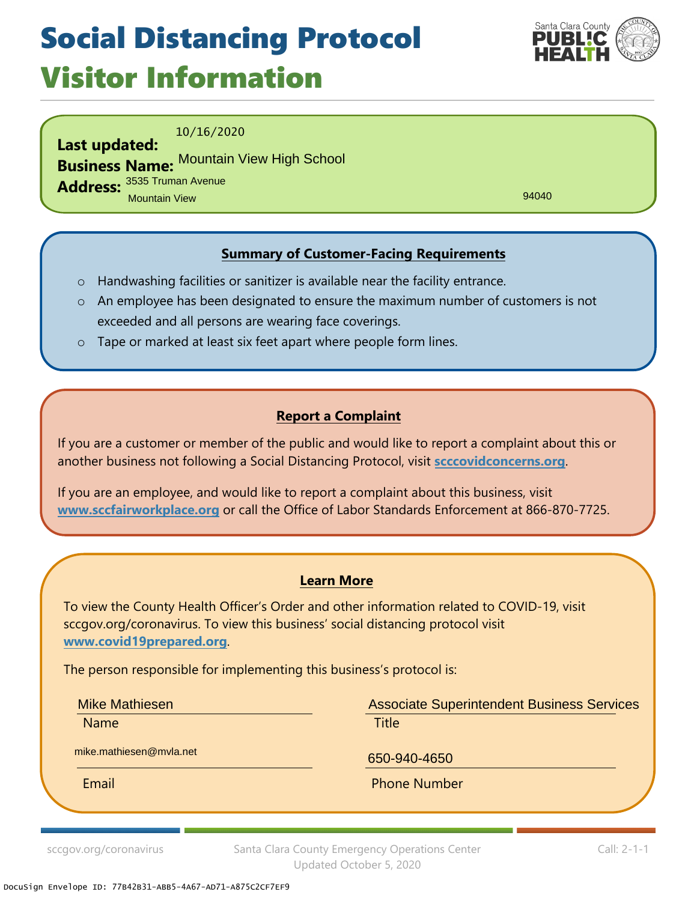# Social Distancing Protocol
## Visitor Information

**Last updated:** 10/16/2020
**Business Name:** Mountain View High School
**Address:** 3535 Truman Avenue
Mountain View 94040

### Summary of Customer-Facing Requirements

- Handwashing facilities or sanitizer is available near the facility entrance.
- An employee has been designated to ensure the maximum number of customers is not exceeded and all persons are wearing face coverings.
- Tape or marked at least six feet apart where people form lines.

### Report a Complaint

If you are a customer or member of the public and would like to report a complaint about this or another business not following a Social Distancing Protocol, visit **scccovidconcerns.org**.

If you are an employee, and would like to report a complaint about this business, visit **www.sccfairworkplace.org** or call the Office of Labor Standards Enforcement at 866-870-7725.

### Learn More

To view the County Health Officer's Order and other information related to COVID-19, visit sccgov.org/coronavirus. To view this business' social distancing protocol visit **www.covid19prepared.org**.

The person responsible for implementing this business's protocol is:

| Name | Title |
|---|---|
| Mike Mathiesen | Associate Superintendent Business Services |

| Email | Phone Number |
|---|---|
| mike.mathiesen@mvla.net | 650-940-4650 |

sccgov.org/coronavirus | Santa Clara County Emergency Operations Center, Updated October 5, 2020 | Call: 2-1-1

DocuSign Envelope ID: 77B42B31-ABB5-4A67-AD71-A875C2CF7EF9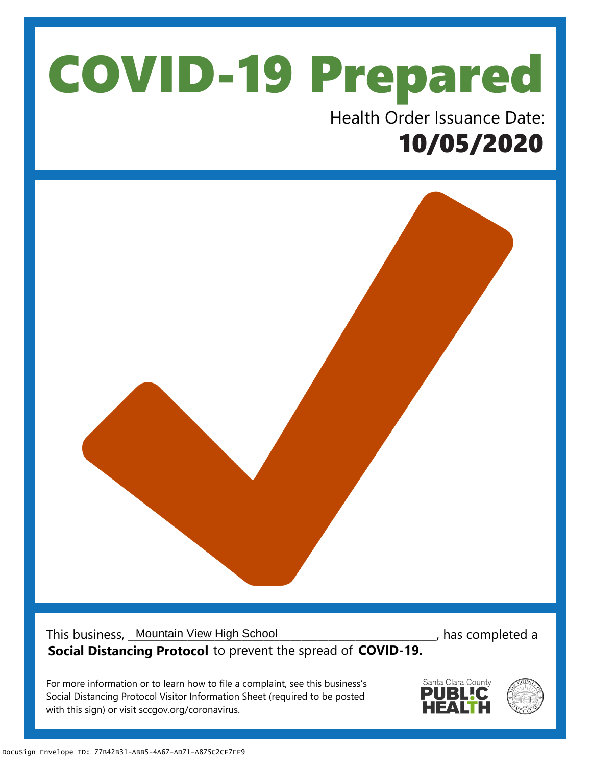# COVID-19 Prepared

Health Order Issuance Date:

**10/05/2020**

This business, Mountain View High School, has completed a **Social Distancing Protocol** to prevent the spread of **COVID-19.**

For more information or to learn how to file a complaint, see this business's Social Distancing Protocol Visitor Information Sheet (required to be posted with this sign) or visit sccgov.org/coronavirus.

Santa Clara County PUBLIC HEALTH

DocuSign Envelope ID: 77B42B31-ABB5-4A67-AD71-A875C2CF7EF9